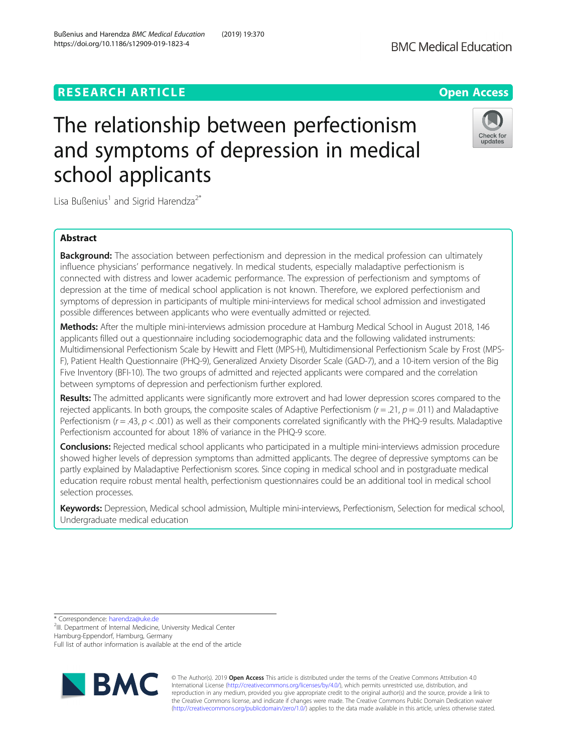RESEARCH ARTICLE

Open Access

# The relationship between perfectionism and symptoms of depression in medical school applicants

Lisa Bußenius[1] and Sigrid Harendza[2*]

## Abstract

**Background:** The association between perfectionism and depression in the medical profession can ultimately influence physicians' performance negatively. In medical students, especially maladaptive perfectionism is connected with distress and lower academic performance. The expression of perfectionism and symptoms of depression at the time of medical school application is not known. Therefore, we explored perfectionism and symptoms of depression in participants of multiple mini-interviews for medical school admission and investigated possible differences between applicants who were eventually admitted or rejected.

**Methods:** After the multiple mini-interviews admission procedure at Hamburg Medical School in August 2018, 146 applicants filled out a questionnaire including sociodemographic data and the following validated instruments: Multidimensional Perfectionism Scale by Hewitt and Flett (MPS-H), Multidimensional Perfectionism Scale by Frost (MPS-F), Patient Health Questionnaire (PHQ-9), Generalized Anxiety Disorder Scale (GAD-7), and a 10-item version of the Big Five Inventory (BFI-10). The two groups of admitted and rejected applicants were compared and the correlation between symptoms of depression and perfectionism further explored.

**Results:** The admitted applicants were significantly more extrovert and had lower depression scores compared to the rejected applicants. In both groups, the composite scales of Adaptive Perfectionism ($r = .21$, $p = .011$) and Maladaptive Perfectionism ($r = .43$, $p < .001$) as well as their components correlated significantly with the PHQ-9 results. Maladaptive Perfectionism accounted for about 18% of variance in the PHQ-9 score.

**Conclusions:** Rejected medical school applicants who participated in a multiple mini-interviews admission procedure showed higher levels of depression symptoms than admitted applicants. The degree of depressive symptoms can be partly explained by Maladaptive Perfectionism scores. Since coping in medical school and in postgraduate medical education require robust mental health, perfectionism questionnaires could be an additional tool in medical school selection processes.

**Keywords:** Depression, Medical school admission, Multiple mini-interviews, Perfectionism, Selection for medical school, Undergraduate medical education

* Correspondence: harendza@uke.de

[2]III. Department of Internal Medicine, University Medical Center Hamburg-Eppendorf, Hamburg, Germany

Full list of author information is available at the end of the article

© The Author(s). 2019 **Open Access** This article is distributed under the terms of the Creative Commons Attribution 4.0 International License (http://creativecommons.org/licenses/by/4.0/), which permits unrestricted use, distribution, and reproduction in any medium, provided you give appropriate credit to the original author(s) and the source, provide a link to the Creative Commons license, and indicate if changes were made. The Creative Commons Public Domain Dedication waiver (http://creativecommons.org/publicdomain/zero/1.0/) applies to the data made available in this article, unless otherwise stated.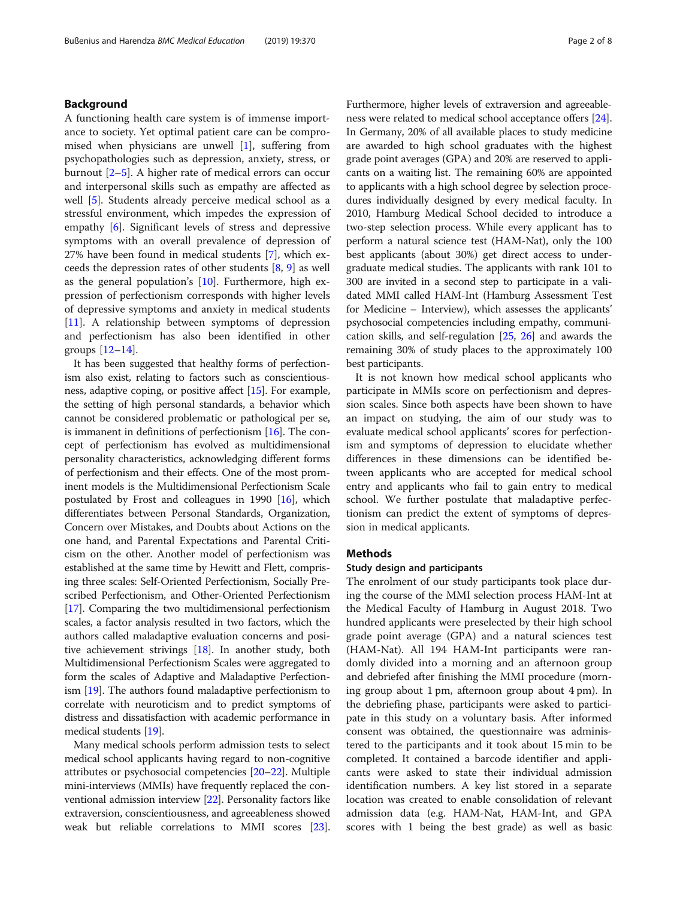## Background

A functioning health care system is of immense importance to society. Yet optimal patient care can be compromised when physicians are unwell [1], suffering from psychopathologies such as depression, anxiety, stress, or burnout [2–5]. A higher rate of medical errors can occur and interpersonal skills such as empathy are affected as well [5]. Students already perceive medical school as a stressful environment, which impedes the expression of empathy [6]. Significant levels of stress and depressive symptoms with an overall prevalence of depression of 27% have been found in medical students [7], which exceeds the depression rates of other students [8, 9] as well as the general population's [10]. Furthermore, high expression of perfectionism corresponds with higher levels of depressive symptoms and anxiety in medical students [11]. A relationship between symptoms of depression and perfectionism has also been identified in other groups [12–14].

It has been suggested that healthy forms of perfectionism also exist, relating to factors such as conscientiousness, adaptive coping, or positive affect [15]. For example, the setting of high personal standards, a behavior which cannot be considered problematic or pathological per se, is immanent in definitions of perfectionism [16]. The concept of perfectionism has evolved as multidimensional personality characteristics, acknowledging different forms of perfectionism and their effects. One of the most prominent models is the Multidimensional Perfectionism Scale postulated by Frost and colleagues in 1990 [16], which differentiates between Personal Standards, Organization, Concern over Mistakes, and Doubts about Actions on the one hand, and Parental Expectations and Parental Criticism on the other. Another model of perfectionism was established at the same time by Hewitt and Flett, comprising three scales: Self-Oriented Perfectionism, Socially Prescribed Perfectionism, and Other-Oriented Perfectionism [17]. Comparing the two multidimensional perfectionism scales, a factor analysis resulted in two factors, which the authors called maladaptive evaluation concerns and positive achievement strivings [18]. In another study, both Multidimensional Perfectionism Scales were aggregated to form the scales of Adaptive and Maladaptive Perfectionism [19]. The authors found maladaptive perfectionism to correlate with neuroticism and to predict symptoms of distress and dissatisfaction with academic performance in medical students [19].

Many medical schools perform admission tests to select medical school applicants having regard to non-cognitive attributes or psychosocial competencies [20–22]. Multiple mini-interviews (MMIs) have frequently replaced the conventional admission interview [22]. Personality factors like extraversion, conscientiousness, and agreeableness showed weak but reliable correlations to MMI scores [23]. Furthermore, higher levels of extraversion and agreeableness were related to medical school acceptance offers [24]. In Germany, 20% of all available places to study medicine are awarded to high school graduates with the highest grade point averages (GPA) and 20% are reserved to applicants on a waiting list. The remaining 60% are appointed to applicants with a high school degree by selection procedures individually designed by every medical faculty. In 2010, Hamburg Medical School decided to introduce a two-step selection process. While every applicant has to perform a natural science test (HAM-Nat), only the 100 best applicants (about 30%) get direct access to undergraduate medical studies. The applicants with rank 101 to 300 are invited in a second step to participate in a validated MMI called HAM-Int (Hamburg Assessment Test for Medicine – Interview), which assesses the applicants' psychosocial competencies including empathy, communication skills, and self-regulation [25, 26] and awards the remaining 30% of study places to the approximately 100 best participants.

It is not known how medical school applicants who participate in MMIs score on perfectionism and depression scales. Since both aspects have been shown to have an impact on studying, the aim of our study was to evaluate medical school applicants' scores for perfectionism and symptoms of depression to elucidate whether differences in these dimensions can be identified between applicants who are accepted for medical school entry and applicants who fail to gain entry to medical school. We further postulate that maladaptive perfectionism can predict the extent of symptoms of depression in medical applicants.

## Methods

### Study design and participants

The enrolment of our study participants took place during the course of the MMI selection process HAM-Int at the Medical Faculty of Hamburg in August 2018. Two hundred applicants were preselected by their high school grade point average (GPA) and a natural sciences test (HAM-Nat). All 194 HAM-Int participants were randomly divided into a morning and an afternoon group and debriefed after finishing the MMI procedure (morning group about 1 pm, afternoon group about 4 pm). In the debriefing phase, participants were asked to participate in this study on a voluntary basis. After informed consent was obtained, the questionnaire was administered to the participants and it took about 15 min to be completed. It contained a barcode identifier and applicants were asked to state their individual admission identification numbers. A key list stored in a separate location was created to enable consolidation of relevant admission data (e.g. HAM-Nat, HAM-Int, and GPA scores with 1 being the best grade) as well as basic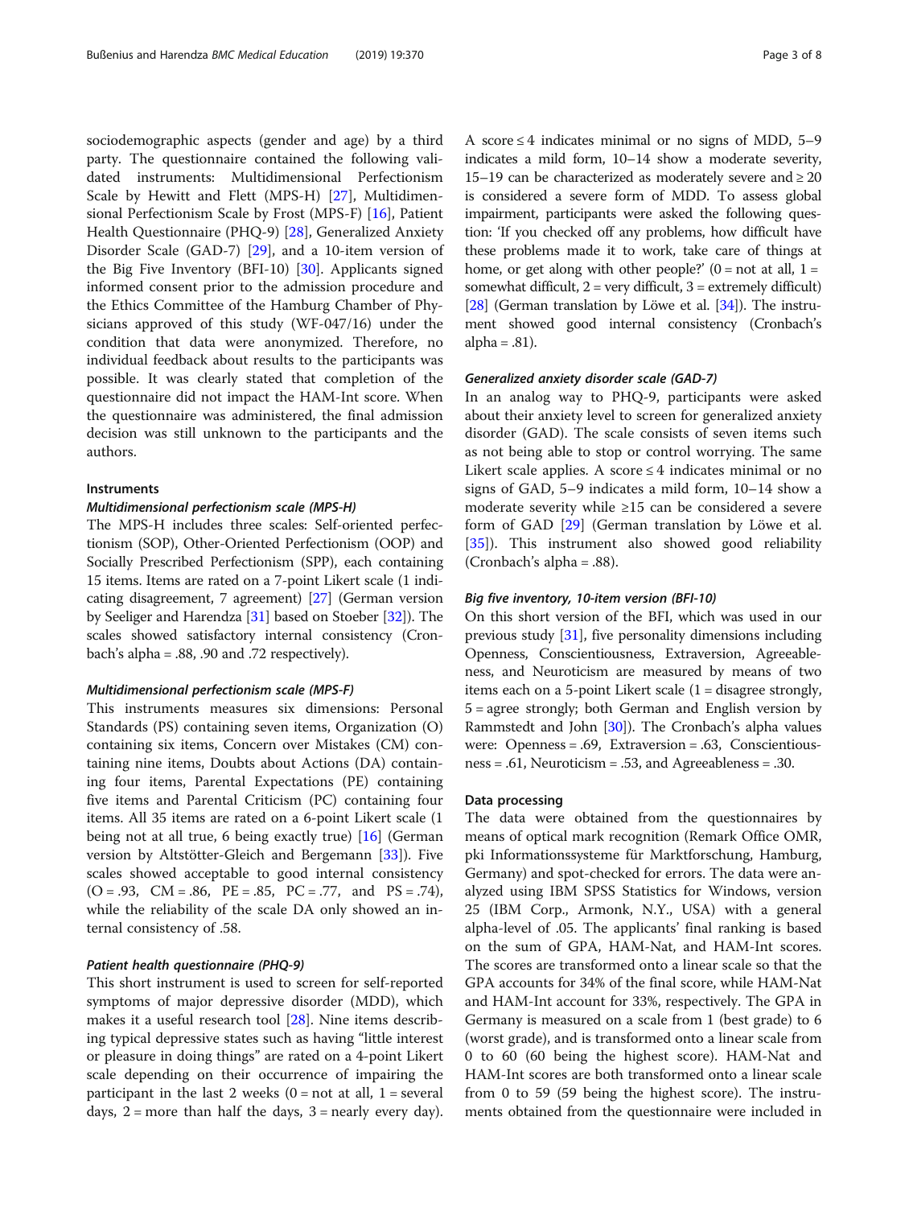sociodemographic aspects (gender and age) by a third party. The questionnaire contained the following validated instruments: Multidimensional Perfectionism Scale by Hewitt and Flett (MPS-H) [27], Multidimensional Perfectionism Scale by Frost (MPS-F) [16], Patient Health Questionnaire (PHQ-9) [28], Generalized Anxiety Disorder Scale (GAD-7) [29], and a 10-item version of the Big Five Inventory (BFI-10) [30]. Applicants signed informed consent prior to the admission procedure and the Ethics Committee of the Hamburg Chamber of Physicians approved of this study (WF-047/16) under the condition that data were anonymized. Therefore, no individual feedback about results to the participants was possible. It was clearly stated that completion of the questionnaire did not impact the HAM-Int score. When the questionnaire was administered, the final admission decision was still unknown to the participants and the authors.

### Instruments

#### *Multidimensional perfectionism scale (MPS-H)*

The MPS-H includes three scales: Self-oriented perfectionism (SOP), Other-Oriented Perfectionism (OOP) and Socially Prescribed Perfectionism (SPP), each containing 15 items. Items are rated on a 7-point Likert scale (1 indicating disagreement, 7 agreement) [27] (German version by Seeliger and Harendza [31] based on Stoeber [32]). The scales showed satisfactory internal consistency (Cronbach's alpha = .88, .90 and .72 respectively).

#### *Multidimensional perfectionism scale (MPS-F)*

This instruments measures six dimensions: Personal Standards (PS) containing seven items, Organization (O) containing six items, Concern over Mistakes (CM) containing nine items, Doubts about Actions (DA) containing four items, Parental Expectations (PE) containing five items and Parental Criticism (PC) containing four items. All 35 items are rated on a 6-point Likert scale (1 being not at all true, 6 being exactly true) [16] (German version by Altstötter-Gleich and Bergemann [33]). Five scales showed acceptable to good internal consistency (O = .93, CM = .86, PE = .85, PC = .77, and PS = .74), while the reliability of the scale DA only showed an internal consistency of .58.

#### *Patient health questionnaire (PHQ-9)*

This short instrument is used to screen for self-reported symptoms of major depressive disorder (MDD), which makes it a useful research tool [28]. Nine items describing typical depressive states such as having "little interest or pleasure in doing things" are rated on a 4-point Likert scale depending on their occurrence of impairing the participant in the last 2 weeks (0 = not at all, 1 = several days, 2 = more than half the days, 3 = nearly every day). A score ≤ 4 indicates minimal or no signs of MDD, 5–9 indicates a mild form, 10–14 show a moderate severity, 15–19 can be characterized as moderately severe and ≥ 20 is considered a severe form of MDD. To assess global impairment, participants were asked the following question: 'If you checked off any problems, how difficult have these problems made it to work, take care of things at home, or get along with other people?' (0 = not at all, 1 = somewhat difficult, 2 = very difficult, 3 = extremely difficult) [28] (German translation by Löwe et al. [34]). The instrument showed good internal consistency (Cronbach's alpha = .81).

#### *Generalized anxiety disorder scale (GAD-7)*

In an analog way to PHQ-9, participants were asked about their anxiety level to screen for generalized anxiety disorder (GAD). The scale consists of seven items such as not being able to stop or control worrying. The same Likert scale applies. A score ≤ 4 indicates minimal or no signs of GAD, 5–9 indicates a mild form, 10–14 show a moderate severity while ≥15 can be considered a severe form of GAD [29] (German translation by Löwe et al. [35]). This instrument also showed good reliability (Cronbach's alpha = .88).

#### *Big five inventory, 10-item version (BFI-10)*

On this short version of the BFI, which was used in our previous study [31], five personality dimensions including Openness, Conscientiousness, Extraversion, Agreeableness, and Neuroticism are measured by means of two items each on a 5-point Likert scale (1 = disagree strongly, 5 = agree strongly; both German and English version by Rammstedt and John [30]). The Cronbach's alpha values were: Openness = .69, Extraversion = .63, Conscientiousness = .61, Neuroticism = .53, and Agreeableness = .30.

### Data processing

The data were obtained from the questionnaires by means of optical mark recognition (Remark Office OMR, pki Informationssysteme für Marktforschung, Hamburg, Germany) and spot-checked for errors. The data were analyzed using IBM SPSS Statistics for Windows, version 25 (IBM Corp., Armonk, N.Y., USA) with a general alpha-level of .05. The applicants' final ranking is based on the sum of GPA, HAM-Nat, and HAM-Int scores. The scores are transformed onto a linear scale so that the GPA accounts for 34% of the final score, while HAM-Nat and HAM-Int account for 33%, respectively. The GPA in Germany is measured on a scale from 1 (best grade) to 6 (worst grade), and is transformed onto a linear scale from 0 to 60 (60 being the highest score). HAM-Nat and HAM-Int scores are both transformed onto a linear scale from 0 to 59 (59 being the highest score). The instruments obtained from the questionnaire were included in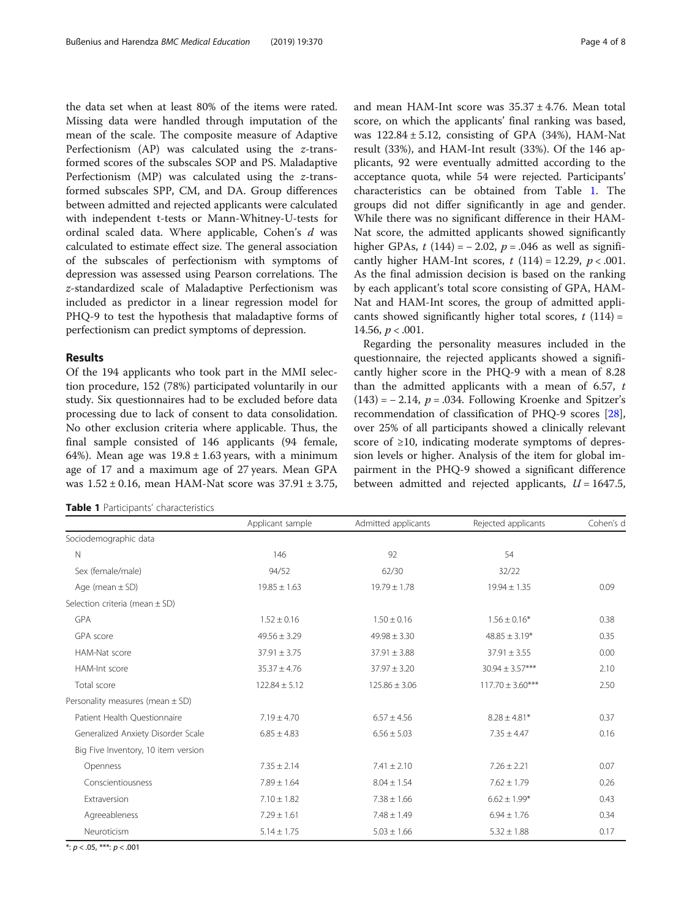the data set when at least 80% of the items were rated. Missing data were handled through imputation of the mean of the scale. The composite measure of Adaptive Perfectionism (AP) was calculated using the $z$-transformed scores of the subscales SOP and PS. Maladaptive Perfectionism (MP) was calculated using the $z$-transformed subscales SPP, CM, and DA. Group differences between admitted and rejected applicants were calculated with independent t-tests or Mann-Whitney-U-tests for ordinal scaled data. Where applicable, Cohen's $d$ was calculated to estimate effect size. The general association of the subscales of perfectionism with symptoms of depression was assessed using Pearson correlations. The $z$-standardized scale of Maladaptive Perfectionism was included as predictor in a linear regression model for PHQ-9 to test the hypothesis that maladaptive forms of perfectionism can predict symptoms of depression.

## Results

Of the 194 applicants who took part in the MMI selection procedure, 152 (78%) participated voluntarily in our study. Six questionnaires had to be excluded before data processing due to lack of consent to data consolidation. No other exclusion criteria where applicable. Thus, the final sample consisted of 146 applicants (94 female, 64%). Mean age was 19.8 ± 1.63 years, with a minimum age of 17 and a maximum age of 27 years. Mean GPA was 1.52 ± 0.16, mean HAM-Nat score was 37.91 ± 3.75, and mean HAM-Int score was 35.37 ± 4.76. Mean total score, on which the applicants' final ranking was based, was 122.84 ± 5.12, consisting of GPA (34%), HAM-Nat result (33%), and HAM-Int result (33%). Of the 146 applicants, 92 were eventually admitted according to the acceptance quota, while 54 were rejected. Participants' characteristics can be obtained from Table 1. The groups did not differ significantly in age and gender. While there was no significant difference in their HAM-Nat score, the admitted applicants showed significantly higher GPAs, $t$ (144) = − 2.02, $p$ = .046 as well as significantly higher HAM-Int scores, $t$ (114) = 12.29, $p$ < .001. As the final admission decision is based on the ranking by each applicant's total score consisting of GPA, HAM-Nat and HAM-Int scores, the group of admitted applicants showed significantly higher total scores, $t$ (114) = 14.56, $p$ < .001.

Regarding the personality measures included in the questionnaire, the rejected applicants showed a significantly higher score in the PHQ-9 with a mean of 8.28 than the admitted applicants with a mean of 6.57, $t$ (143) = − 2.14, $p$ = .034. Following Kroenke and Spitzer's recommendation of classification of PHQ-9 scores [28], over 25% of all participants showed a clinically relevant score of ≥10, indicating moderate symptoms of depression levels or higher. Analysis of the item for global impairment in the PHQ-9 showed a significant difference between admitted and rejected applicants, $U$ = 1647.5,

**Table 1** Participants' characteristics

| | Applicant sample | Admitted applicants | Rejected applicants | Cohen's d |
|---|---|---|---|---|
| Sociodemographic data | | | | |
| N | 146 | 92 | 54 | |
| Sex (female/male) | 94/52 | 62/30 | 32/22 | |
| Age (mean ± SD) | 19.85 ± 1.63 | 19.79 ± 1.78 | 19.94 ± 1.35 | 0.09 |
| Selection criteria (mean ± SD) | | | | |
| GPA | 1.52 ± 0.16 | 1.50 ± 0.16 | 1.56 ± 0.16* | 0.38 |
| GPA score | 49.56 ± 3.29 | 49.98 ± 3.30 | 48.85 ± 3.19* | 0.35 |
| HAM-Nat score | 37.91 ± 3.75 | 37.91 ± 3.88 | 37.91 ± 3.55 | 0.00 |
| HAM-Int score | 35.37 ± 4.76 | 37.97 ± 3.20 | 30.94 ± 3.57*** | 2.10 |
| Total score | 122.84 ± 5.12 | 125.86 ± 3.06 | 117.70 ± 3.60*** | 2.50 |
| Personality measures (mean ± SD) | | | | |
| Patient Health Questionnaire | 7.19 ± 4.70 | 6.57 ± 4.56 | 8.28 ± 4.81* | 0.37 |
| Generalized Anxiety Disorder Scale | 6.85 ± 4.83 | 6.56 ± 5.03 | 7.35 ± 4.47 | 0.16 |
| Big Five Inventory, 10 item version | | | | |
| Openness | 7.35 ± 2.14 | 7.41 ± 2.10 | 7.26 ± 2.21 | 0.07 |
| Conscientiousness | 7.89 ± 1.64 | 8.04 ± 1.54 | 7.62 ± 1.79 | 0.26 |
| Extraversion | 7.10 ± 1.82 | 7.38 ± 1.66 | 6.62 ± 1.99* | 0.43 |
| Agreeableness | 7.29 ± 1.61 | 7.48 ± 1.49 | 6.94 ± 1.76 | 0.34 |
| Neuroticism | 5.14 ± 1.75 | 5.03 ± 1.66 | 5.32 ± 1.88 | 0.17 |

*: $p$ < .05, ***: $p$ < .001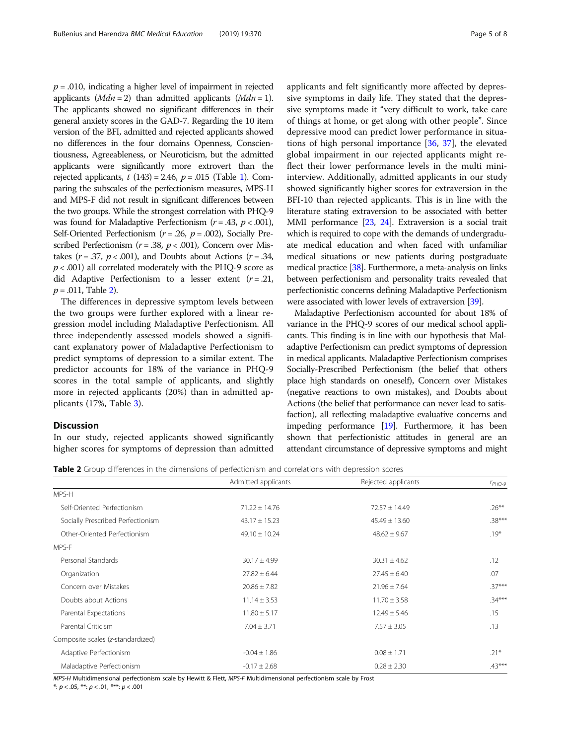$p = .010$, indicating a higher level of impairment in rejected applicants ($Mdn = 2$) than admitted applicants ($Mdn = 1$). The applicants showed no significant differences in their general anxiety scores in the GAD-7. Regarding the 10 item version of the BFI, admitted and rejected applicants showed no differences in the four domains Openness, Conscientiousness, Agreeableness, or Neuroticism, but the admitted applicants were significantly more extrovert than the rejected applicants, $t$ (143) = 2.46, $p = .015$ (Table 1). Comparing the subscales of the perfectionism measures, MPS-H and MPS-F did not result in significant differences between the two groups. While the strongest correlation with PHQ-9 was found for Maladaptive Perfectionism ($r = .43$, $p < .001$), Self-Oriented Perfectionism ($r = .26$, $p = .002$), Socially Prescribed Perfectionism ($r = .38$, $p < .001$), Concern over Mistakes ($r = .37$, $p < .001$), and Doubts about Actions ($r = .34$, $p < .001$) all correlated moderately with the PHQ-9 score as did Adaptive Perfectionism to a lesser extent ($r = .21$, $p = .011$, Table 2).

The differences in depressive symptom levels between the two groups were further explored with a linear regression model including Maladaptive Perfectionism. All three independently assessed models showed a significant explanatory power of Maladaptive Perfectionism to predict symptoms of depression to a similar extent. The predictor accounts for 18% of the variance in PHQ-9 scores in the total sample of applicants, and slightly more in rejected applicants (20%) than in admitted applicants (17%, Table 3).

## Discussion

In our study, rejected applicants showed significantly higher scores for symptoms of depression than admitted applicants and felt significantly more affected by depressive symptoms in daily life. They stated that the depressive symptoms made it "very difficult to work, take care of things at home, or get along with other people". Since depressive mood can predict lower performance in situations of high personal importance [36, 37], the elevated global impairment in our rejected applicants might reflect their lower performance levels in the multi mini-interview. Additionally, admitted applicants in our study showed significantly higher scores for extraversion in the BFI-10 than rejected applicants. This is in line with the literature stating extraversion to be associated with better MMI performance [23, 24]. Extraversion is a social trait which is required to cope with the demands of undergraduate medical education and when faced with unfamiliar medical situations or new patients during postgraduate medical practice [38]. Furthermore, a meta-analysis on links between perfectionism and personality traits revealed that perfectionistic concerns defining Maladaptive Perfectionism were associated with lower levels of extraversion [39].

Maladaptive Perfectionism accounted for about 18% of variance in the PHQ-9 scores of our medical school applicants. This finding is in line with our hypothesis that Maladaptive Perfectionism can predict symptoms of depression in medical applicants. Maladaptive Perfectionism comprises Socially-Prescribed Perfectionism (the belief that others place high standards on oneself), Concern over Mistakes (negative reactions to own mistakes), and Doubts about Actions (the belief that performance can never lead to satisfaction), all reflecting maladaptive evaluative concerns and impeding performance [19]. Furthermore, it has been shown that perfectionistic attitudes in general are an attendant circumstance of depressive symptoms and might

**Table 2** Group differences in the dimensions of perfectionism and correlations with depression scores

| | Admitted applicants | Rejected applicants | $r_{PHQ-9}$ |
|---|---|---|---|
| MPS-H | | | |
| Self-Oriented Perfectionism | 71.22 ± 14.76 | 72.57 ± 14.49 | .26** |
| Socially Prescribed Perfectionism | 43.17 ± 15.23 | 45.49 ± 13.60 | .38*** |
| Other-Oriented Perfectionism | 49.10 ± 10.24 | 48.62 ± 9.67 | .19* |
| MPS-F | | | |
| Personal Standards | 30.17 ± 4.99 | 30.31 ± 4.62 | .12 |
| Organization | 27.82 ± 6.44 | 27.45 ± 6.40 | .07 |
| Concern over Mistakes | 20.86 ± 7.82 | 21.96 ± 7.64 | .37*** |
| Doubts about Actions | 11.14 ± 3.53 | 11.70 ± 3.58 | .34*** |
| Parental Expectations | 11.80 ± 5.17 | 12.49 ± 5.46 | .15 |
| Parental Criticism | 7.04 ± 3.71 | 7.57 ± 3.05 | .13 |
| Composite scales (z-standardized) | | | |
| Adaptive Perfectionism | -0.04 ± 1.86 | 0.08 ± 1.71 | .21* |
| Maladaptive Perfectionism | -0.17 ± 2.68 | 0.28 ± 2.30 | .43*** |

*MPS-H* Multidimensional perfectionism scale by Hewitt & Flett, *MPS-F* Multidimensional perfectionism scale by Frost

*: $p < .05$, **: $p < .01$, ***: $p < .001$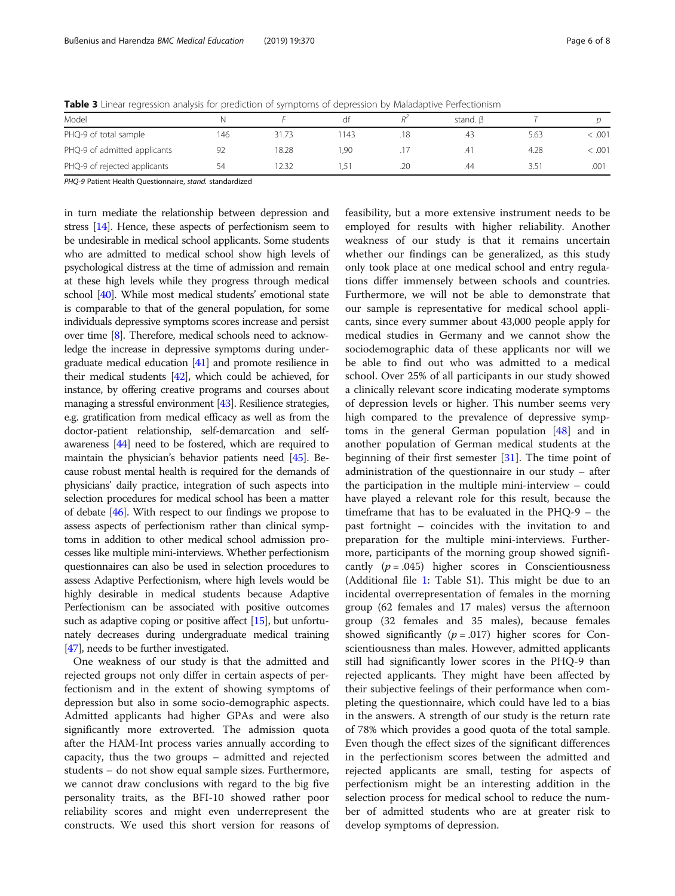**Table 3** Linear regression analysis for prediction of symptoms of depression by Maladaptive Perfectionism

| Model | N | *F* | df | $R^2$ | stand. β | *T* | *p* |
|---|---|---|---|---|---|---|---|
| PHQ-9 of total sample | 146 | 31.73 | 1143 | .18 | .43 | 5.63 | < .001 |
| PHQ-9 of admitted applicants | 92 | 18.28 | 1,90 | .17 | .41 | 4.28 | < .001 |
| PHQ-9 of rejected applicants | 54 | 12.32 | 1,51 | .20 | .44 | 3.51 | .001 |

*PHQ-9* Patient Health Questionnaire, *stand.* standardized

in turn mediate the relationship between depression and stress [14]. Hence, these aspects of perfectionism seem to be undesirable in medical school applicants. Some students who are admitted to medical school show high levels of psychological distress at the time of admission and remain at these high levels while they progress through medical school [40]. While most medical students' emotional state is comparable to that of the general population, for some individuals depressive symptoms scores increase and persist over time [8]. Therefore, medical schools need to acknowledge the increase in depressive symptoms during undergraduate medical education [41] and promote resilience in their medical students [42], which could be achieved, for instance, by offering creative programs and courses about managing a stressful environment [43]. Resilience strategies, e.g. gratification from medical efficacy as well as from the doctor-patient relationship, self-demarcation and self-awareness [44] need to be fostered, which are required to maintain the physician's behavior patients need [45]. Because robust mental health is required for the demands of physicians' daily practice, integration of such aspects into selection procedures for medical school has been a matter of debate [46]. With respect to our findings we propose to assess aspects of perfectionism rather than clinical symptoms in addition to other medical school admission processes like multiple mini-interviews. Whether perfectionism questionnaires can also be used in selection procedures to assess Adaptive Perfectionism, where high levels would be highly desirable in medical students because Adaptive Perfectionism can be associated with positive outcomes such as adaptive coping or positive affect [15], but unfortunately decreases during undergraduate medical training [47], needs to be further investigated.

One weakness of our study is that the admitted and rejected groups not only differ in certain aspects of perfectionism and in the extent of showing symptoms of depression but also in some socio-demographic aspects. Admitted applicants had higher GPAs and were also significantly more extroverted. The admission quota after the HAM-Int process varies annually according to capacity, thus the two groups – admitted and rejected students – do not show equal sample sizes. Furthermore, we cannot draw conclusions with regard to the big five personality traits, as the BFI-10 showed rather poor reliability scores and might even underrepresent the constructs. We used this short version for reasons of feasibility, but a more extensive instrument needs to be employed for results with higher reliability. Another weakness of our study is that it remains uncertain whether our findings can be generalized, as this study only took place at one medical school and entry regulations differ immensely between schools and countries. Furthermore, we will not be able to demonstrate that our sample is representative for medical school applicants, since every summer about 43,000 people apply for medical studies in Germany and we cannot show the sociodemographic data of these applicants nor will we be able to find out who was admitted to a medical school. Over 25% of all participants in our study showed a clinically relevant score indicating moderate symptoms of depression levels or higher. This number seems very high compared to the prevalence of depressive symptoms in the general German population [48] and in another population of German medical students at the beginning of their first semester [31]. The time point of administration of the questionnaire in our study – after the participation in the multiple mini-interview – could have played a relevant role for this result, because the timeframe that has to be evaluated in the PHQ-9 – the past fortnight – coincides with the invitation to and preparation for the multiple mini-interviews. Furthermore, participants of the morning group showed significantly ($p = .045$) higher scores in Conscientiousness (Additional file 1: Table S1). This might be due to an incidental overrepresentation of females in the morning group (62 females and 17 males) versus the afternoon group (32 females and 35 males), because females showed significantly ($p = .017$) higher scores for Conscientiousness than males. However, admitted applicants still had significantly lower scores in the PHQ-9 than rejected applicants. They might have been affected by their subjective feelings of their performance when completing the questionnaire, which could have led to a bias in the answers. A strength of our study is the return rate of 78% which provides a good quota of the total sample. Even though the effect sizes of the significant differences in the perfectionism scores between the admitted and rejected applicants are small, testing for aspects of perfectionism might be an interesting addition in the selection process for medical school to reduce the number of admitted students who are at greater risk to develop symptoms of depression.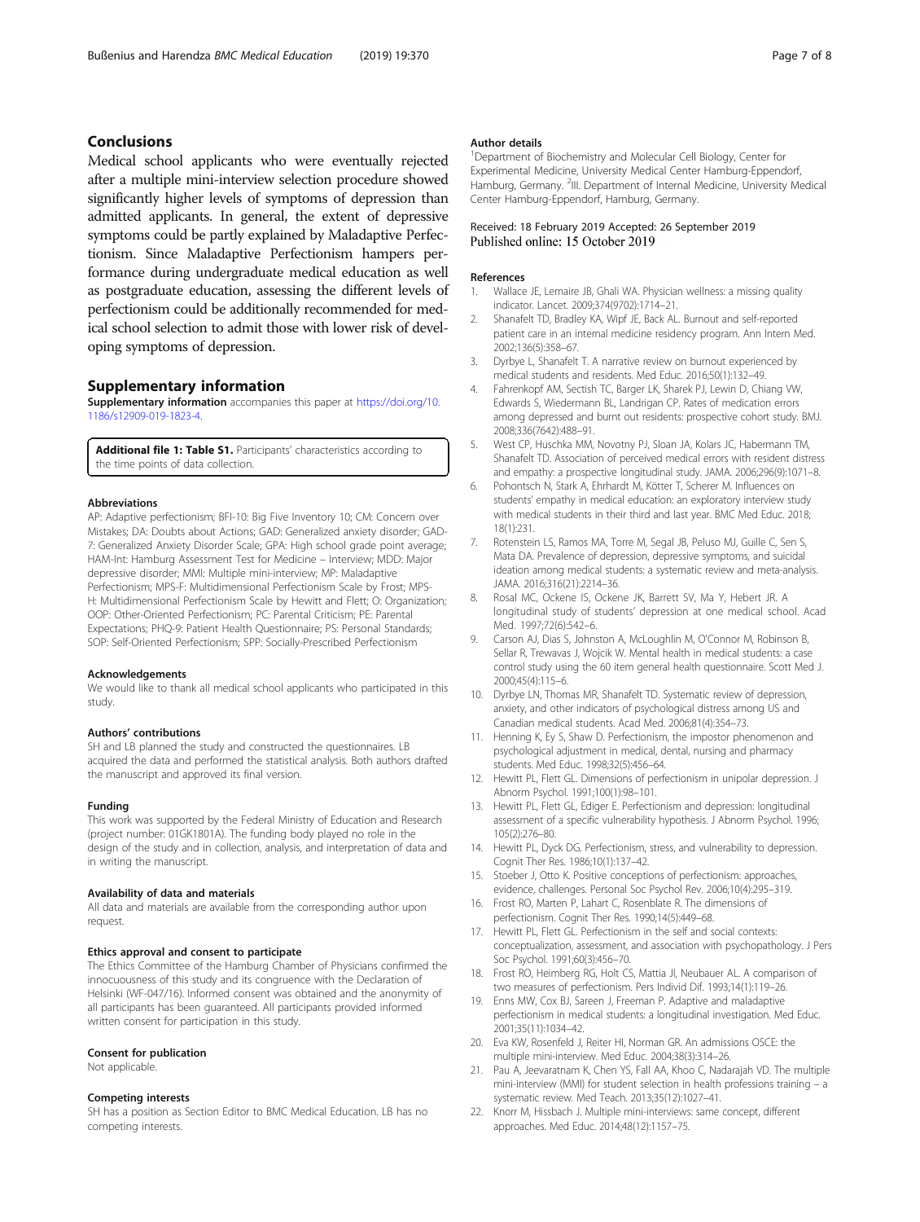## Conclusions

Medical school applicants who were eventually rejected after a multiple mini-interview selection procedure showed significantly higher levels of symptoms of depression than admitted applicants. In general, the extent of depressive symptoms could be partly explained by Maladaptive Perfectionism. Since Maladaptive Perfectionism hampers performance during undergraduate medical education as well as postgraduate education, assessing the different levels of perfectionism could be additionally recommended for medical school selection to admit those with lower risk of developing symptoms of depression.

## Supplementary information

**Supplementary information** accompanies this paper at https://doi.org/10.1186/s12909-019-1823-4.

**Additional file 1: Table S1.** Participants' characteristics according to the time points of data collection.

#### Abbreviations

AP: Adaptive perfectionism; BFI-10: Big Five Inventory 10; CM: Concern over Mistakes; DA: Doubts about Actions; GAD: Generalized anxiety disorder; GAD-7: Generalized Anxiety Disorder Scale; GPA: High school grade point average; HAM-Int: Hamburg Assessment Test for Medicine – Interview; MDD: Major depressive disorder; MMI: Multiple mini-interview; MP: Maladaptive Perfectionism; MPS-F: Multidimensional Perfectionism Scale by Frost; MPS-H: Multidimensional Perfectionism Scale by Hewitt and Flett; O: Organization; OOP: Other-Oriented Perfectionism; PC: Parental Criticism; PE: Parental Expectations; PHQ-9: Patient Health Questionnaire; PS: Personal Standards; SOP: Self-Oriented Perfectionism; SPP: Socially-Prescribed Perfectionism

#### Acknowledgements

We would like to thank all medical school applicants who participated in this study.

#### Authors' contributions

SH and LB planned the study and constructed the questionnaires. LB acquired the data and performed the statistical analysis. Both authors drafted the manuscript and approved its final version.

#### Funding

This work was supported by the Federal Ministry of Education and Research (project number: 01GK1801A). The funding body played no role in the design of the study and in collection, analysis, and interpretation of data and in writing the manuscript.

#### Availability of data and materials

All data and materials are available from the corresponding author upon request.

#### Ethics approval and consent to participate

The Ethics Committee of the Hamburg Chamber of Physicians confirmed the innocuousness of this study and its congruence with the Declaration of Helsinki (WF-047/16). Informed consent was obtained and the anonymity of all participants has been guaranteed. All participants provided informed written consent for participation in this study.

#### Consent for publication

Not applicable.

#### Competing interests

SH has a position as Section Editor to BMC Medical Education. LB has no competing interests.

#### Author details

[1]Department of Biochemistry and Molecular Cell Biology, Center for Experimental Medicine, University Medical Center Hamburg-Eppendorf, Hamburg, Germany. [2]III. Department of Internal Medicine, University Medical Center Hamburg-Eppendorf, Hamburg, Germany.

Received: 18 February 2019 Accepted: 26 September 2019
Published online: 15 October 2019

#### References

1. Wallace JE, Lemaire JB, Ghali WA. Physician wellness: a missing quality indicator. Lancet. 2009;374(9702):1714–21.
2. Shanafelt TD, Bradley KA, Wipf JE, Back AL. Burnout and self-reported patient care in an internal medicine residency program. Ann Intern Med. 2002;136(5):358–67.
3. Dyrbye L, Shanafelt T. A narrative review on burnout experienced by medical students and residents. Med Educ. 2016;50(1):132–49.
4. Fahrenkopf AM, Sectish TC, Barger LK, Sharek PJ, Lewin D, Chiang VW, Edwards S, Wiedermann BL, Landrigan CP. Rates of medication errors among depressed and burnt out residents: prospective cohort study. BMJ. 2008;336(7642):488–91.
5. West CP, Huschka MM, Novotny PJ, Sloan JA, Kolars JC, Habermann TM, Shanafelt TD. Association of perceived medical errors with resident distress and empathy: a prospective longitudinal study. JAMA. 2006;296(9):1071–8.
6. Pohontsch N, Stark A, Ehrhardt M, Kötter T, Scherer M. Influences on students' empathy in medical education: an exploratory interview study with medical students in their third and last year. BMC Med Educ. 2018; 18(1):231.
7. Rotenstein LS, Ramos MA, Torre M, Segal JB, Peluso MJ, Guille C, Sen S, Mata DA. Prevalence of depression, depressive symptoms, and suicidal ideation among medical students: a systematic review and meta-analysis. JAMA. 2016;316(21):2214–36.
8. Rosal MC, Ockene IS, Ockene JK, Barrett SV, Ma Y, Hebert JR. A longitudinal study of students' depression at one medical school. Acad Med. 1997;72(6):542–6.
9. Carson AJ, Dias S, Johnston A, McLoughlin M, O'Connor M, Robinson B, Sellar R, Trewavas J, Wojcik W. Mental health in medical students: a case control study using the 60 item general health questionnaire. Scott Med J. 2000;45(4):115–6.
10. Dyrbye LN, Thomas MR, Shanafelt TD. Systematic review of depression, anxiety, and other indicators of psychological distress among US and Canadian medical students. Acad Med. 2006;81(4):354–73.
11. Henning K, Ey S, Shaw D. Perfectionism, the impostor phenomenon and psychological adjustment in medical, dental, nursing and pharmacy students. Med Educ. 1998;32(5):456–64.
12. Hewitt PL, Flett GL. Dimensions of perfectionism in unipolar depression. J Abnorm Psychol. 1991;100(1):98–101.
13. Hewitt PL, Flett GL, Ediger E. Perfectionism and depression: longitudinal assessment of a specific vulnerability hypothesis. J Abnorm Psychol. 1996; 105(2):276–80.
14. Hewitt PL, Dyck DG. Perfectionism, stress, and vulnerability to depression. Cognit Ther Res. 1986;10(1):137–42.
15. Stoeber J, Otto K. Positive conceptions of perfectionism: approaches, evidence, challenges. Personal Soc Psychol Rev. 2006;10(4):295–319.
16. Frost RO, Marten P, Lahart C, Rosenblate R. The dimensions of perfectionism. Cognit Ther Res. 1990;14(5):449–68.
17. Hewitt PL, Flett GL. Perfectionism in the self and social contexts: conceptualization, assessment, and association with psychopathology. J Pers Soc Psychol. 1991;60(3):456–70.
18. Frost RO, Heimberg RG, Holt CS, Mattia JI, Neubauer AL. A comparison of two measures of perfectionism. Pers Individ Dif. 1993;14(1):119–26.
19. Enns MW, Cox BJ, Sareen J, Freeman P. Adaptive and maladaptive perfectionism in medical students: a longitudinal investigation. Med Educ. 2001;35(11):1034–42.
20. Eva KW, Rosenfeld J, Reiter HI, Norman GR. An admissions OSCE: the multiple mini-interview. Med Educ. 2004;38(3):314–26.
21. Pau A, Jeevaratnam K, Chen YS, Fall AA, Khoo C, Nadarajah VD. The multiple mini-interview (MMI) for student selection in health professions training – a systematic review. Med Teach. 2013;35(12):1027–41.
22. Knorr M, Hissbach J. Multiple mini-interviews: same concept, different approaches. Med Educ. 2014;48(12):1157–75.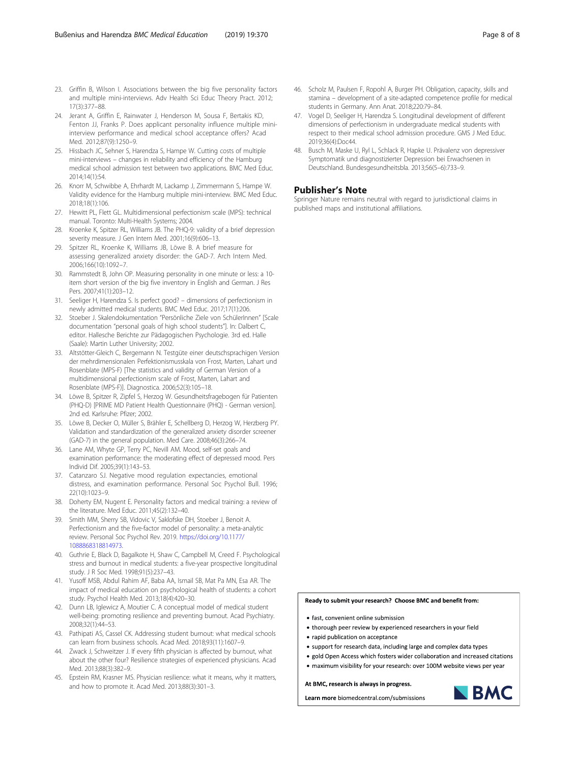23. Griffin B, Wilson I. Associations between the big five personality factors and multiple mini-interviews. Adv Health Sci Educ Theory Pract. 2012; 17(3):377–88.
24. Jerant A, Griffin E, Rainwater J, Henderson M, Sousa F, Bertakis KD, Fenton JJ, Franks P. Does applicant personality influence multiple mini-interview performance and medical school acceptance offers? Acad Med. 2012;87(9):1250–9.
25. Hissbach JC, Sehner S, Harendza S, Hampe W. Cutting costs of multiple mini-interviews – changes in reliability and efficiency of the Hamburg medical school admission test between two applications. BMC Med Educ. 2014;14(1):54.
26. Knorr M, Schwibbe A, Ehrhardt M, Lackamp J, Zimmermann S, Hampe W. Validity evidence for the Hamburg multiple mini-interview. BMC Med Educ. 2018;18(1):106.
27. Hewitt PL, Flett GL. Multidimensional perfectionism scale (MPS): technical manual. Toronto: Multi-Health Systems; 2004.
28. Kroenke K, Spitzer RL, Williams JB. The PHQ-9: validity of a brief depression severity measure. J Gen Intern Med. 2001;16(9):606–13.
29. Spitzer RL, Kroenke K, Williams JB, Löwe B. A brief measure for assessing generalized anxiety disorder: the GAD-7. Arch Intern Med. 2006;166(10):1092–7.
30. Rammstedt B, John OP. Measuring personality in one minute or less: a 10-item short version of the big five inventory in English and German. J Res Pers. 2007;41(1):203–12.
31. Seeliger H, Harendza S. Is perfect good? – dimensions of perfectionism in newly admitted medical students. BMC Med Educ. 2017;17(1):206.
32. Stoeber J. Skalendokumentation "Persönliche Ziele von SchülerInnen" [Scale documentation "personal goals of high school students"]. In: Dalbert C, editor. Hallesche Berichte zur Pädagogischen Psychologie. 3rd ed. Halle (Saale): Martin Luther University; 2002.
33. Altstötter-Gleich C, Bergemann N. Testgüte einer deutschsprachigen Version der mehrdimensionalen Perfektionismusskala von Frost, Marten, Lahart und Rosenblate (MPS-F) [The statistics and validity of German Version of a multidimensional perfectionism scale of Frost, Marten, Lahart and Rosenblate (MPS-F)]. Diagnostica. 2006;52(3):105–18.
34. Löwe B, Spitzer R, Zipfel S, Herzog W. Gesundheitsfragebogen für Patienten (PHQ-D) [PRIME MD Patient Health Questionnaire (PHQ) - German version]. 2nd ed. Karlsruhe: Pfizer; 2002.
35. Löwe B, Decker O, Müller S, Brähler E, Schellberg D, Herzog W, Herzberg PY. Validation and standardization of the generalized anxiety disorder screener (GAD-7) in the general population. Med Care. 2008;46(3):266–74.
36. Lane AM, Whyte GP, Terry PC, Nevill AM. Mood, self-set goals and examination performance: the moderating effect of depressed mood. Pers Individ Dif. 2005;39(1):143–53.
37. Catanzaro SJ. Negative mood regulation expectancies, emotional distress, and examination performance. Personal Soc Psychol Bull. 1996; 22(10):1023–9.
38. Doherty EM, Nugent E. Personality factors and medical training: a review of the literature. Med Educ. 2011;45(2):132–40.
39. Smith MM, Sherry SB, Vidovic V, Saklofske DH, Stoeber J, Benoit A. Perfectionism and the five-factor model of personality: a meta-analytic review. Personal Soc Psychol Rev. 2019. https://doi.org/10.1177/1088868318814973.
40. Guthrie E, Black D, Bagalkote H, Shaw C, Campbell M, Creed F. Psychological stress and burnout in medical students: a five-year prospective longitudinal study. J R Soc Med. 1998;91(5):237–43.
41. Yusoff MSB, Abdul Rahim AF, Baba AA, Ismail SB, Mat Pa MN, Esa AR. The impact of medical education on psychological health of students: a cohort study. Psychol Health Med. 2013;18(4):420–30.
42. Dunn LB, Iglewicz A, Moutier C. A conceptual model of medical student well-being: promoting resilience and preventing burnout. Acad Psychiatry. 2008;32(1):44–53.
43. Pathipati AS, Cassel CK. Addressing student burnout: what medical schools can learn from business schools. Acad Med. 2018;93(11):1607–9.
44. Zwack J, Schweitzer J. If every fifth physician is affected by burnout, what about the other four? Resilience strategies of experienced physicians. Acad Med. 2013;88(3):382–9.
45. Epstein RM, Krasner MS. Physician resilience: what it means, why it matters, and how to promote it. Acad Med. 2013;88(3):301–3.
46. Scholz M, Paulsen F, Ropohl A, Burger PH. Obligation, capacity, skills and stamina – development of a site-adapted competence profile for medical students in Germany. Ann Anat. 2018;220:79–84.
47. Vogel D, Seeliger H, Harendza S. Longitudinal development of different dimensions of perfectionism in undergraduate medical students with respect to their medical school admission procedure. GMS J Med Educ. 2019;36(4):Doc44.
48. Busch M, Maske U, Ryl L, Schlack R, Hapke U. Prävalenz von depressiver Symptomatik und diagnostizierter Depression bei Erwachsenen in Deutschland. Bundesgesundheitsbla. 2013;56(5–6):733–9.

## Publisher's Note

Springer Nature remains neutral with regard to jurisdictional claims in published maps and institutional affiliations.

**Ready to submit your research? Choose BMC and benefit from:**

- fast, convenient online submission
- thorough peer review by experienced researchers in your field
- rapid publication on acceptance
- support for research data, including large and complex data types
- gold Open Access which fosters wider collaboration and increased citations
- maximum visibility for your research: over 100M website views per year

**At BMC, research is always in progress.**

**Learn more** biomedcentral.com/submissions

BMC